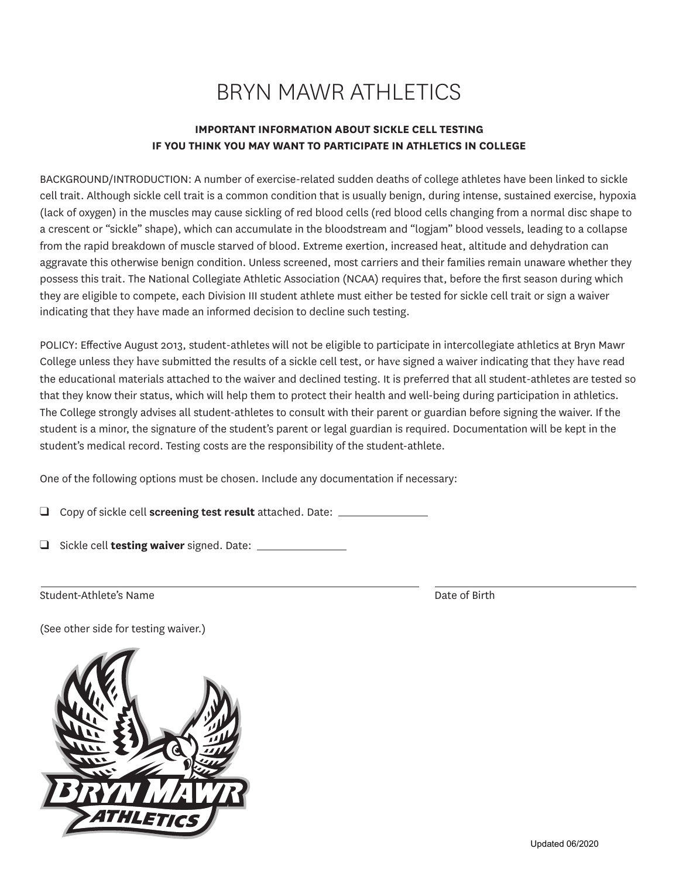# BRYN MAWR ATHLETICS

**IMPORTANT INFORMATION ABOUT SICKLE CELL TESTING**
**IF YOU THINK YOU MAY WANT TO PARTICIPATE IN ATHLETICS IN COLLEGE**

BACKGROUND/INTRODUCTION: A number of exercise-related sudden deaths of college athletes have been linked to sickle cell trait. Although sickle cell trait is a common condition that is usually benign, during intense, sustained exercise, hypoxia (lack of oxygen) in the muscles may cause sickling of red blood cells (red blood cells changing from a normal disc shape to a crescent or "sickle" shape), which can accumulate in the bloodstream and "logjam" blood vessels, leading to a collapse from the rapid breakdown of muscle starved of blood. Extreme exertion, increased heat, altitude and dehydration can aggravate this otherwise benign condition. Unless screened, most carriers and their families remain unaware whether they possess this trait. The National Collegiate Athletic Association (NCAA) requires that, before the first season during which they are eligible to compete, each Division III student athlete must either be tested for sickle cell trait or sign a waiver indicating that they have made an informed decision to decline such testing.

POLICY: Effective August 2013, student-athletes will not be eligible to participate in intercollegiate athletics at Bryn Mawr College unless they have submitted the results of a sickle cell test, or have signed a waiver indicating that they have read the educational materials attached to the waiver and declined testing. It is preferred that all student-athletes are tested so that they know their status, which will help them to protect their health and well-being during participation in athletics. The College strongly advises all student-athletes to consult with their parent or guardian before signing the waiver. If the student is a minor, the signature of the student's parent or legal guardian is required. Documentation will be kept in the student's medical record. Testing costs are the responsibility of the student-athlete.

One of the following options must be chosen. Include any documentation if necessary:

- ☐ Copy of sickle cell **screening test result** attached. Date: ______________
- ☐ Sickle cell **testing waiver** signed. Date: ______________

______________________________________________ ______________________
Student-Athlete's Name Date of Birth

(See other side for testing waiver.)

Updated 06/2020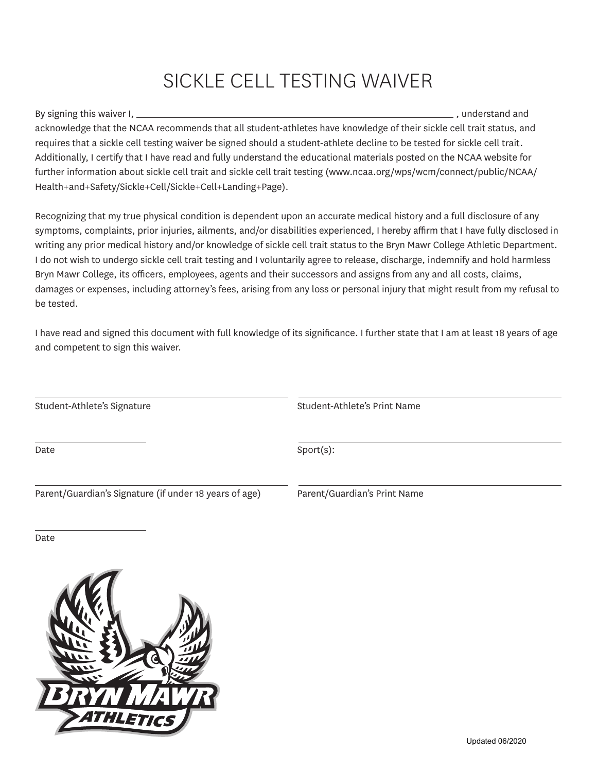# SICKLE CELL TESTING WAIVER

By signing this waiver I, ______________________________________________, understand and acknowledge that the NCAA recommends that all student-athletes have knowledge of their sickle cell trait status, and requires that a sickle cell testing waiver be signed should a student-athlete decline to be tested for sickle cell trait. Additionally, I certify that I have read and fully understand the educational materials posted on the NCAA website for further information about sickle cell trait and sickle cell trait testing (www.ncaa.org/wps/wcm/connect/public/NCAA/Health+and+Safety/Sickle+Cell/Sickle+Cell+Landing+Page).

Recognizing that my true physical condition is dependent upon an accurate medical history and a full disclosure of any symptoms, complaints, prior injuries, ailments, and/or disabilities experienced, I hereby affirm that I have fully disclosed in writing any prior medical history and/or knowledge of sickle cell trait status to the Bryn Mawr College Athletic Department. I do not wish to undergo sickle cell trait testing and I voluntarily agree to release, discharge, indemnify and hold harmless Bryn Mawr College, its officers, employees, agents and their successors and assigns from any and all costs, claims, damages or expenses, including attorney's fees, arising from any loss or personal injury that might result from my refusal to be tested.

I have read and signed this document with full knowledge of its significance. I further state that I am at least 18 years of age and competent to sign this waiver.

______________________________ Student-Athlete's Signature

______________________________ Student-Athlete's Print Name

______________________________ Date

______________________________ Sport(s):

______________________________ Parent/Guardian's Signature (if under 18 years of age)

______________________________ Parent/Guardian's Print Name

______________________________ Date

BRYN MAWR ATHLETICS

Updated 06/2020